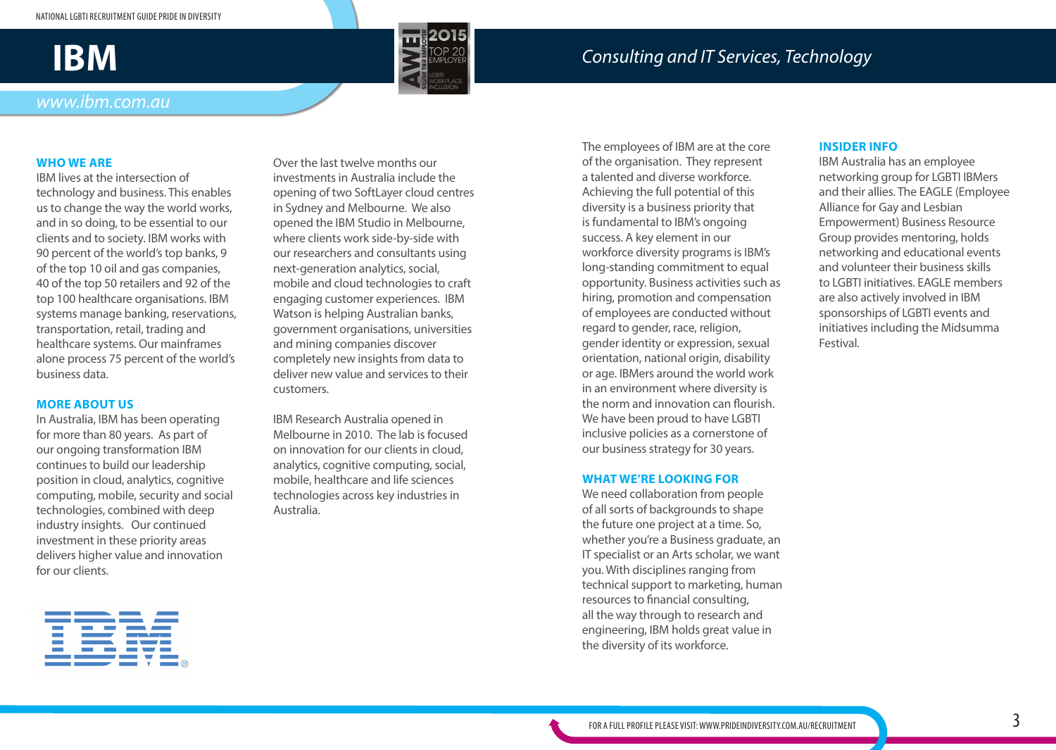# IBM

www.ibm.com.au

*Consulting and IT Services, Technology*

AWEI 2015 TOP 20 EMPLOYER LGBTI WORKPLACE INCLUSION

## WHO WE ARE

IBM lives at the intersection of technology and business. This enables us to change the way the world works, and in so doing, to be essential to our clients and to society. IBM works with 90 percent of the world's top banks, 9 of the top 10 oil and gas companies, 40 of the top 50 retailers and 92 of the top 100 healthcare organisations. IBM systems manage banking, reservations, transportation, retail, trading and healthcare systems. Our mainframes alone process 75 percent of the world's business data.

## MORE ABOUT US

In Australia, IBM has been operating for more than 80 years. As part of our ongoing transformation IBM continues to build our leadership position in cloud, analytics, cognitive computing, mobile, security and social technologies, combined with deep industry insights. Our continued investment in these priority areas delivers higher value and innovation for our clients.

Over the last twelve months our investments in Australia include the opening of two SoftLayer cloud centres in Sydney and Melbourne. We also opened the IBM Studio in Melbourne, where clients work side-by-side with our researchers and consultants using next-generation analytics, social, mobile and cloud technologies to craft engaging customer experiences. IBM Watson is helping Australian banks, government organisations, universities and mining companies discover completely new insights from data to deliver new value and services to their customers.

IBM Research Australia opened in Melbourne in 2010. The lab is focused on innovation for our clients in cloud, analytics, cognitive computing, social, mobile, healthcare and life sciences technologies across key industries in Australia.

The employees of IBM are at the core of the organisation. They represent a talented and diverse workforce. Achieving the full potential of this diversity is a business priority that is fundamental to IBM's ongoing success. A key element in our workforce diversity programs is IBM's long-standing commitment to equal opportunity. Business activities such as hiring, promotion and compensation of employees are conducted without regard to gender, race, religion, gender identity or expression, sexual orientation, national origin, disability or age. IBMers around the world work in an environment where diversity is the norm and innovation can flourish. We have been proud to have LGBTI inclusive policies as a cornerstone of our business strategy for 30 years.

## WHAT WE'RE LOOKING FOR

We need collaboration from people of all sorts of backgrounds to shape the future one project at a time. So, whether you're a Business graduate, an IT specialist or an Arts scholar, we want you. With disciplines ranging from technical support to marketing, human resources to financial consulting, all the way through to research and engineering, IBM holds great value in the diversity of its workforce.

## INSIDER INFO

IBM Australia has an employee networking group for LGBTI IBMers and their allies. The EAGLE (Employee Alliance for Gay and Lesbian Empowerment) Business Resource Group provides mentoring, holds networking and educational events and volunteer their business skills to LGBTI initiatives. EAGLE members are also actively involved in IBM sponsorships of LGBTI events and initiatives including the Midsumma Festival.

FOR A FULL PROFILE PLEASE VISIT: WWW.PRIDEINDIVERSITY.COM.AU/RECRUITMENT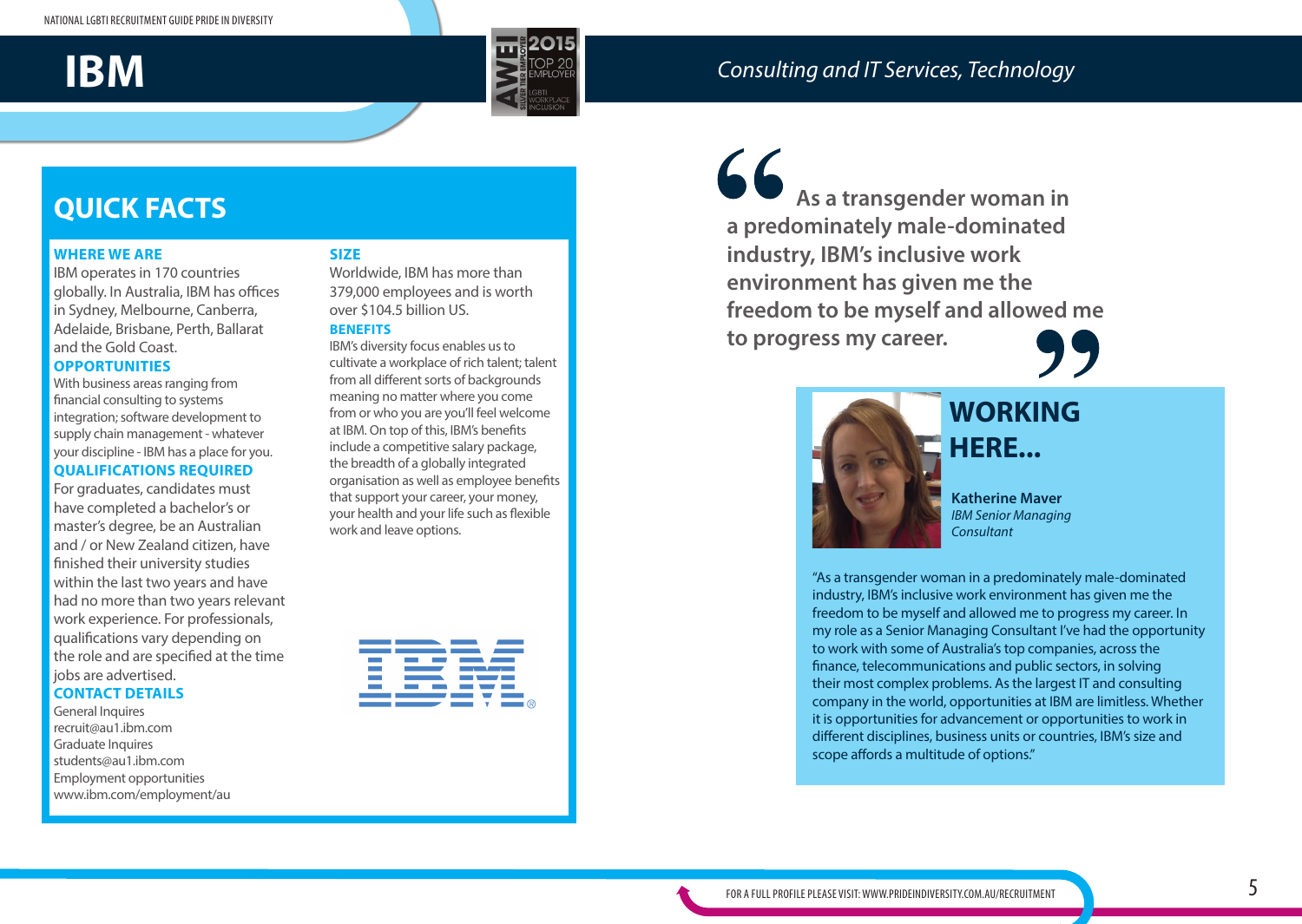# IBM

*Consulting and IT Services, Technology*

2015 TOP 20 EMPLOYER AWEI LGBTI WORKPLACE INCLUSION

## QUICK FACTS

**WHERE WE ARE**

IBM operates in 170 countries globally. In Australia, IBM has offices in Sydney, Melbourne, Canberra, Adelaide, Brisbane, Perth, Ballarat and the Gold Coast.

**OPPORTUNITIES**

With business areas ranging from financial consulting to systems integration; software development to supply chain management - whatever your discipline - IBM has a place for you.

**QUALIFICATIONS REQUIRED**

For graduates, candidates must have completed a bachelor's or master's degree, be an Australian and / or New Zealand citizen, have finished their university studies within the last two years and have had no more than two years relevant work experience. For professionals, qualifications vary depending on the role and are specified at the time jobs are advertised.

**CONTACT DETAILS**

General Inquires
recruit@au1.ibm.com
Graduate Inquires
students@au1.ibm.com
Employment opportunities
www.ibm.com/employment/au

**SIZE**

Worldwide, IBM has more than 379,000 employees and is worth over $104.5 billion US.

**BENEFITS**

IBM's diversity focus enables us to cultivate a workplace of rich talent; talent from all different sorts of backgrounds meaning no matter where you come from or who you are you'll feel welcome at IBM. On top of this, IBM's benefits include a competitive salary package, the breadth of a globally integrated organisation as well as employee benefits that support your career, your money, your health and your life such as flexible work and leave options.

> **As a transgender woman in a predominately male-dominated industry, IBM's inclusive work environment has given me the freedom to be myself and allowed me to progress my career.**

## WORKING HERE...

**Katherine Maver**
*IBM Senior Managing Consultant*

"As a transgender woman in a predominately male-dominated industry, IBM's inclusive work environment has given me the freedom to be myself and allowed me to progress my career. In my role as a Senior Managing Consultant I've had the opportunity to work with some of Australia's top companies, across the finance, telecommunications and public sectors, in solving their most complex problems. As the largest IT and consulting company in the world, opportunities at IBM are limitless. Whether it is opportunities for advancement or opportunities to work in different disciplines, business units or countries, IBM's size and scope affords a multitude of options."

FOR A FULL PROFILE PLEASE VISIT: WWW.PRIDEINDIVERSITY.COM.AU/RECRUITMENT